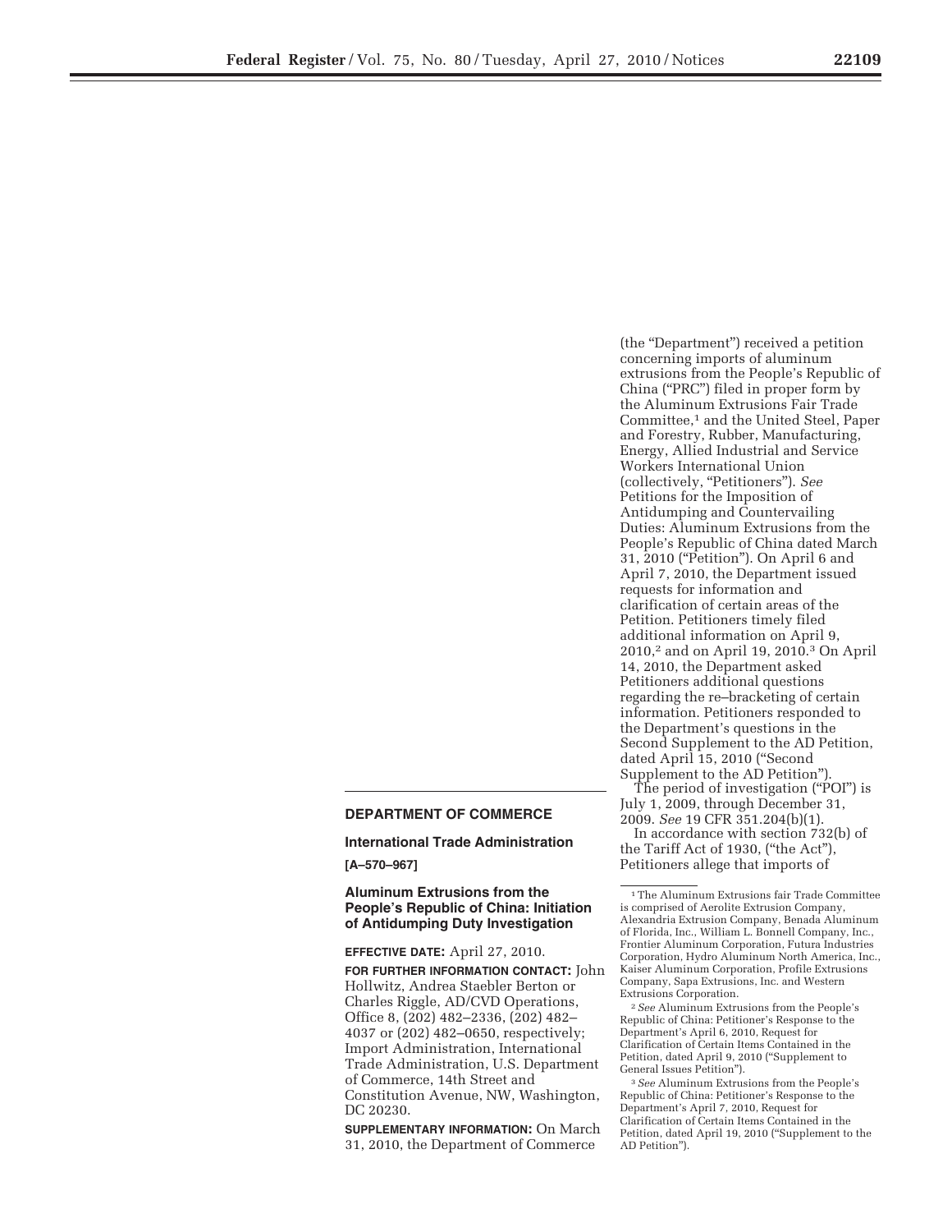## DEPARTMENT OF COMMERCE

### International Trade Administration

**[A–570–967]**

### Aluminum Extrusions from the People's Republic of China: Initiation of Antidumping Duty Investigation

**EFFECTIVE DATE:** April 27, 2010.

**FOR FURTHER INFORMATION CONTACT:** John Hollwitz, Andrea Staebler Berton or Charles Riggle, AD/CVD Operations, Office 8, (202) 482–2336, (202) 482–4037 or (202) 482–0650, respectively; Import Administration, International Trade Administration, U.S. Department of Commerce, 14th Street and Constitution Avenue, NW, Washington, DC 20230.

**SUPPLEMENTARY INFORMATION:** On March 31, 2010, the Department of Commerce (the "Department") received a petition concerning imports of aluminum extrusions from the People's Republic of China ("PRC") filed in proper form by the Aluminum Extrusions Fair Trade Committee,[1] and the United Steel, Paper and Forestry, Rubber, Manufacturing, Energy, Allied Industrial and Service Workers International Union (collectively, "Petitioners"). *See* Petitions for the Imposition of Antidumping and Countervailing Duties: Aluminum Extrusions from the People's Republic of China dated March 31, 2010 ("Petition"). On April 6 and April 7, 2010, the Department issued requests for information and clarification of certain areas of the Petition. Petitioners timely filed additional information on April 9, 2010,[2] and on April 19, 2010.[3] On April 14, 2010, the Department asked Petitioners additional questions regarding the re–bracketing of certain information. Petitioners responded to the Department's questions in the Second Supplement to the AD Petition, dated April 15, 2010 ("Second Supplement to the AD Petition").

The period of investigation ("POI") is July 1, 2009, through December 31, 2009. *See* 19 CFR 351.204(b)(1).

In accordance with section 732(b) of the Tariff Act of 1930, ("the Act"), Petitioners allege that imports of

---

[1] The Aluminum Extrusions fair Trade Committee is comprised of Aerolite Extrusion Company, Alexandria Extrusion Company, Benada Aluminum of Florida, Inc., William L. Bonnell Company, Inc., Frontier Aluminum Corporation, Futura Industries Corporation, Hydro Aluminum North America, Inc., Kaiser Aluminum Corporation, Profile Extrusions Company, Sapa Extrusions, Inc. and Western Extrusions Corporation.

[2] *See* Aluminum Extrusions from the People's Republic of China: Petitioner's Response to the Department's April 6, 2010, Request for Clarification of Certain Items Contained in the Petition, dated April 9, 2010 ("Supplement to General Issues Petition").

[3] *See* Aluminum Extrusions from the People's Republic of China: Petitioner's Response to the Department's April 7, 2010, Request for Clarification of Certain Items Contained in the Petition, dated April 19, 2010 ("Supplement to the AD Petition").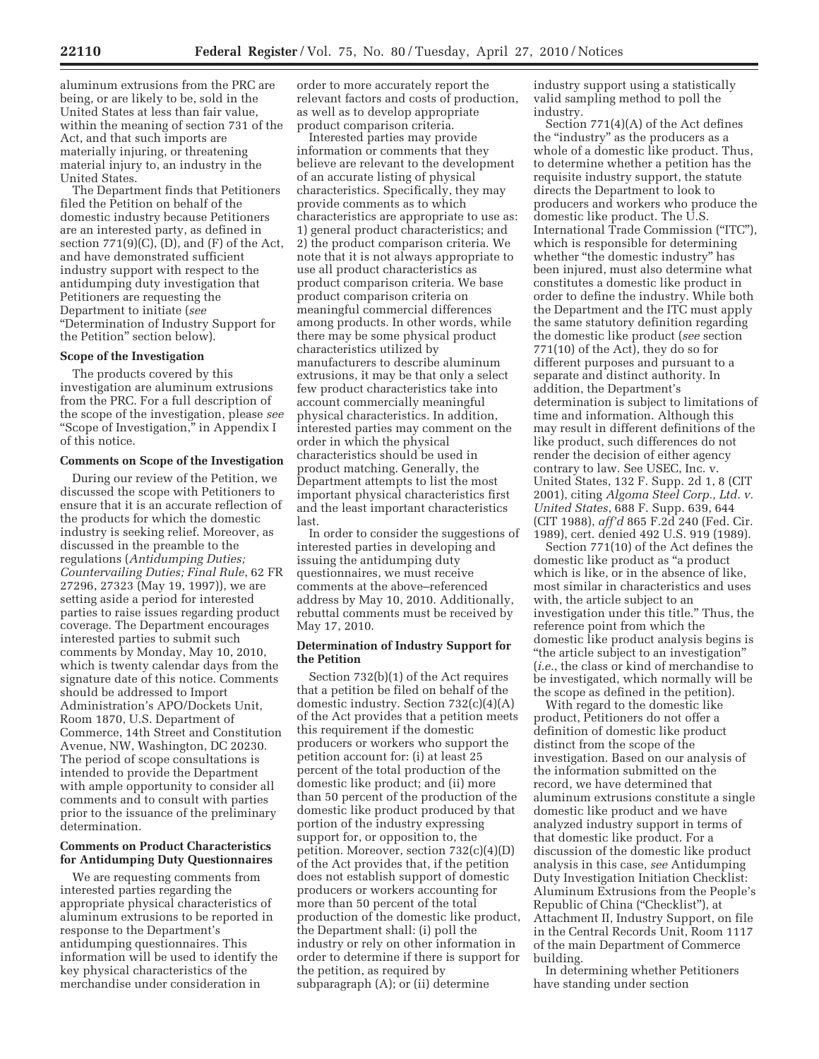aluminum extrusions from the PRC are being, or are likely to be, sold in the United States at less than fair value, within the meaning of section 731 of the Act, and that such imports are materially injuring, or threatening material injury to, an industry in the United States.

The Department finds that Petitioners filed the Petition on behalf of the domestic industry because Petitioners are an interested party, as defined in section 771(9)(C), (D), and (F) of the Act, and have demonstrated sufficient industry support with respect to the antidumping duty investigation that Petitioners are requesting the Department to initiate (*see* "Determination of Industry Support for the Petition" section below).

**Scope of the Investigation**

The products covered by this investigation are aluminum extrusions from the PRC. For a full description of the scope of the investigation, please *see* "Scope of Investigation," in Appendix I of this notice.

**Comments on Scope of the Investigation**

During our review of the Petition, we discussed the scope with Petitioners to ensure that it is an accurate reflection of the products for which the domestic industry is seeking relief. Moreover, as discussed in the preamble to the regulations (*Antidumping Duties; Countervailing Duties; Final Rule*, 62 FR 27296, 27323 (May 19, 1997)), we are setting aside a period for interested parties to raise issues regarding product coverage. The Department encourages interested parties to submit such comments by Monday, May 10, 2010, which is twenty calendar days from the signature date of this notice. Comments should be addressed to Import Administration's APO/Dockets Unit, Room 1870, U.S. Department of Commerce, 14th Street and Constitution Avenue, NW, Washington, DC 20230. The period of scope consultations is intended to provide the Department with ample opportunity to consider all comments and to consult with parties prior to the issuance of the preliminary determination.

**Comments on Product Characteristics for Antidumping Duty Questionnaires**

We are requesting comments from interested parties regarding the appropriate physical characteristics of aluminum extrusions to be reported in response to the Department's antidumping questionnaires. This information will be used to identify the key physical characteristics of the merchandise under consideration in order to more accurately report the relevant factors and costs of production, as well as to develop appropriate product comparison criteria.

Interested parties may provide information or comments that they believe are relevant to the development of an accurate listing of physical characteristics. Specifically, they may provide comments as to which characteristics are appropriate to use as: 1) general product characteristics; and 2) the product comparison criteria. We note that it is not always appropriate to use all product characteristics as product comparison criteria. We base product comparison criteria on meaningful commercial differences among products. In other words, while there may be some physical product characteristics utilized by manufacturers to describe aluminum extrusions, it may be that only a select few product characteristics take into account commercially meaningful physical characteristics. In addition, interested parties may comment on the order in which the physical characteristics should be used in product matching. Generally, the Department attempts to list the most important physical characteristics first and the least important characteristics last.

In order to consider the suggestions of interested parties in developing and issuing the antidumping duty questionnaires, we must receive comments at the above–referenced address by May 10, 2010. Additionally, rebuttal comments must be received by May 17, 2010.

**Determination of Industry Support for the Petition**

Section 732(b)(1) of the Act requires that a petition be filed on behalf of the domestic industry. Section 732(c)(4)(A) of the Act provides that a petition meets this requirement if the domestic producers or workers who support the petition account for: (i) at least 25 percent of the total production of the domestic like product; and (ii) more than 50 percent of the production of the domestic like product produced by that portion of the industry expressing support for, or opposition to, the petition. Moreover, section 732(c)(4)(D) of the Act provides that, if the petition does not establish support of domestic producers or workers accounting for more than 50 percent of the total production of the domestic like product, the Department shall: (i) poll the industry or rely on other information in order to determine if there is support for the petition, as required by subparagraph (A); or (ii) determine industry support using a statistically valid sampling method to poll the industry.

Section 771(4)(A) of the Act defines the "industry" as the producers as a whole of a domestic like product. Thus, to determine whether a petition has the requisite industry support, the statute directs the Department to look to producers and workers who produce the domestic like product. The U.S. International Trade Commission ("ITC"), which is responsible for determining whether "the domestic industry" has been injured, must also determine what constitutes a domestic like product in order to define the industry. While both the Department and the ITC must apply the same statutory definition regarding the domestic like product (*see* section 771(10) of the Act), they do so for different purposes and pursuant to a separate and distinct authority. In addition, the Department's determination is subject to limitations of time and information. Although this may result in different definitions of the like product, such differences do not render the decision of either agency contrary to law. See USEC, Inc. v. United States, 132 F. Supp. 2d 1, 8 (CIT 2001), citing *Algoma Steel Corp., Ltd. v. United States*, 688 F. Supp. 639, 644 (CIT 1988), *aff'd* 865 F.2d 240 (Fed. Cir. 1989), cert. denied 492 U.S. 919 (1989).

Section 771(10) of the Act defines the domestic like product as "a product which is like, or in the absence of like, most similar in characteristics and uses with, the article subject to an investigation under this title." Thus, the reference point from which the domestic like product analysis begins is "the article subject to an investigation" (*i.e.*, the class or kind of merchandise to be investigated, which normally will be the scope as defined in the petition).

With regard to the domestic like product, Petitioners do not offer a definition of domestic like product distinct from the scope of the investigation. Based on our analysis of the information submitted on the record, we have determined that aluminum extrusions constitute a single domestic like product and we have analyzed industry support in terms of that domestic like product. For a discussion of the domestic like product analysis in this case, *see* Antidumping Duty Investigation Initiation Checklist: Aluminum Extrusions from the People's Republic of China ("Checklist"), at Attachment II, Industry Support, on file in the Central Records Unit, Room 1117 of the main Department of Commerce building.

In determining whether Petitioners have standing under section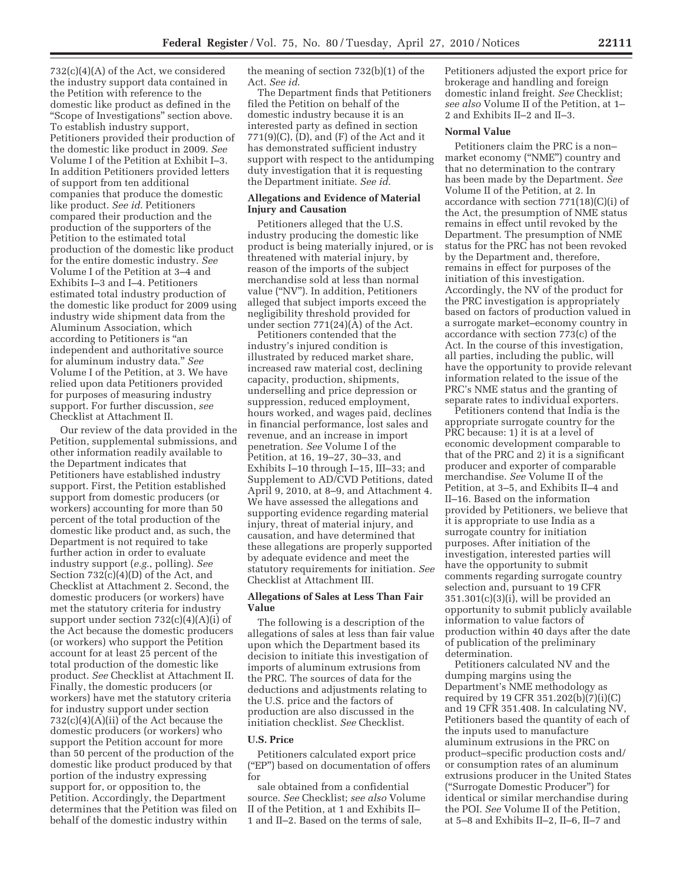732(c)(4)(A) of the Act, we considered the industry support data contained in the Petition with reference to the domestic like product as defined in the "Scope of Investigations" section above. To establish industry support, Petitioners provided their production of the domestic like product in 2009. *See* Volume I of the Petition at Exhibit I–3. In addition Petitioners provided letters of support from ten additional companies that produce the domestic like product. *See id*. Petitioners compared their production and the production of the supporters of the Petition to the estimated total production of the domestic like product for the entire domestic industry. *See* Volume I of the Petition at 3–4 and Exhibits I–3 and I–4. Petitioners estimated total industry production of the domestic like product for 2009 using industry wide shipment data from the Aluminum Association, which according to Petitioners is "an independent and authoritative source for aluminum industry data." *See* Volume I of the Petition, at 3. We have relied upon data Petitioners provided for purposes of measuring industry support. For further discussion, *see* Checklist at Attachment II.

Our review of the data provided in the Petition, supplemental submissions, and other information readily available to the Department indicates that Petitioners have established industry support. First, the Petition established support from domestic producers (or workers) accounting for more than 50 percent of the total production of the domestic like product and, as such, the Department is not required to take further action in order to evaluate industry support (*e.g.*, polling). *See* Section 732(c)(4)(D) of the Act, and Checklist at Attachment 2. Second, the domestic producers (or workers) have met the statutory criteria for industry support under section 732(c)(4)(A)(i) of the Act because the domestic producers (or workers) who support the Petition account for at least 25 percent of the total production of the domestic like product. *See* Checklist at Attachment II. Finally, the domestic producers (or workers) have met the statutory criteria for industry support under section 732(c)(4)(A)(ii) of the Act because the domestic producers (or workers) who support the Petition account for more than 50 percent of the production of the domestic like product produced by that portion of the industry expressing support for, or opposition to, the Petition. Accordingly, the Department determines that the Petition was filed on behalf of the domestic industry within the meaning of section 732(b)(1) of the Act. *See id*.

The Department finds that Petitioners filed the Petition on behalf of the domestic industry because it is an interested party as defined in section 771(9)(C), (D), and (F) of the Act and it has demonstrated sufficient industry support with respect to the antidumping duty investigation that it is requesting the Department initiate. *See id*.

**Allegations and Evidence of Material Injury and Causation**

Petitioners alleged that the U.S. industry producing the domestic like product is being materially injured, or is threatened with material injury, by reason of the imports of the subject merchandise sold at less than normal value ("NV"). In addition, Petitioners alleged that subject imports exceed the negligibility threshold provided for under section 771(24)(A) of the Act.

Petitioners contended that the industry's injured condition is illustrated by reduced market share, increased raw material cost, declining capacity, production, shipments, underselling and price depression or suppression, reduced employment, hours worked, and wages paid, declines in financial performance, lost sales and revenue, and an increase in import penetration. *See* Volume I of the Petition, at 16, 19–27, 30–33, and Exhibits I–10 through I–15, III–33; and Supplement to AD/CVD Petitions, dated April 9, 2010, at 8–9, and Attachment 4. We have assessed the allegations and supporting evidence regarding material injury, threat of material injury, and causation, and have determined that these allegations are properly supported by adequate evidence and meet the statutory requirements for initiation. *See* Checklist at Attachment III.

**Allegations of Sales at Less Than Fair Value**

The following is a description of the allegations of sales at less than fair value upon which the Department based its decision to initiate this investigation of imports of aluminum extrusions from the PRC. The sources of data for the deductions and adjustments relating to the U.S. price and the factors of production are also discussed in the initiation checklist. *See* Checklist.

**U.S. Price**

Petitioners calculated export price ("EP") based on documentation of offers for sale obtained from a confidential source. *See* Checklist; *see also* Volume II of the Petition, at 1 and Exhibits II–1 and II–2. Based on the terms of sale, Petitioners adjusted the export price for brokerage and handling and foreign domestic inland freight. *See* Checklist; *see also* Volume II of the Petition, at 1–2 and Exhibits II–2 and II–3.

**Normal Value**

Petitioners claim the PRC is a non–market economy ("NME") country and that no determination to the contrary has been made by the Department. *See* Volume II of the Petition, at 2. In accordance with section 771(18)(C)(i) of the Act, the presumption of NME status remains in effect until revoked by the Department. The presumption of NME status for the PRC has not been revoked by the Department and, therefore, remains in effect for purposes of the initiation of this investigation. Accordingly, the NV of the product for the PRC investigation is appropriately based on factors of production valued in a surrogate market–economy country in accordance with section 773(c) of the Act. In the course of this investigation, all parties, including the public, will have the opportunity to provide relevant information related to the issue of the PRC's NME status and the granting of separate rates to individual exporters.

Petitioners contend that India is the appropriate surrogate country for the PRC because: 1) it is at a level of economic development comparable to that of the PRC and 2) it is a significant producer and exporter of comparable merchandise. *See* Volume II of the Petition, at 3–5, and Exhibits II–4 and II–16. Based on the information provided by Petitioners, we believe that it is appropriate to use India as a surrogate country for initiation purposes. After initiation of the investigation, interested parties will have the opportunity to submit comments regarding surrogate country selection and, pursuant to 19 CFR 351.301(c)(3)(i), will be provided an opportunity to submit publicly available information to value factors of production within 40 days after the date of publication of the preliminary determination.

Petitioners calculated NV and the dumping margins using the Department's NME methodology as required by 19 CFR 351.202(b)(7)(i)(C) and 19 CFR 351.408. In calculating NV, Petitioners based the quantity of each of the inputs used to manufacture aluminum extrusions in the PRC on product–specific production costs and/or consumption rates of an aluminum extrusions producer in the United States ("Surrogate Domestic Producer") for identical or similar merchandise during the POI. *See* Volume II of the Petition, at 5–8 and Exhibits II–2, II–6, II–7 and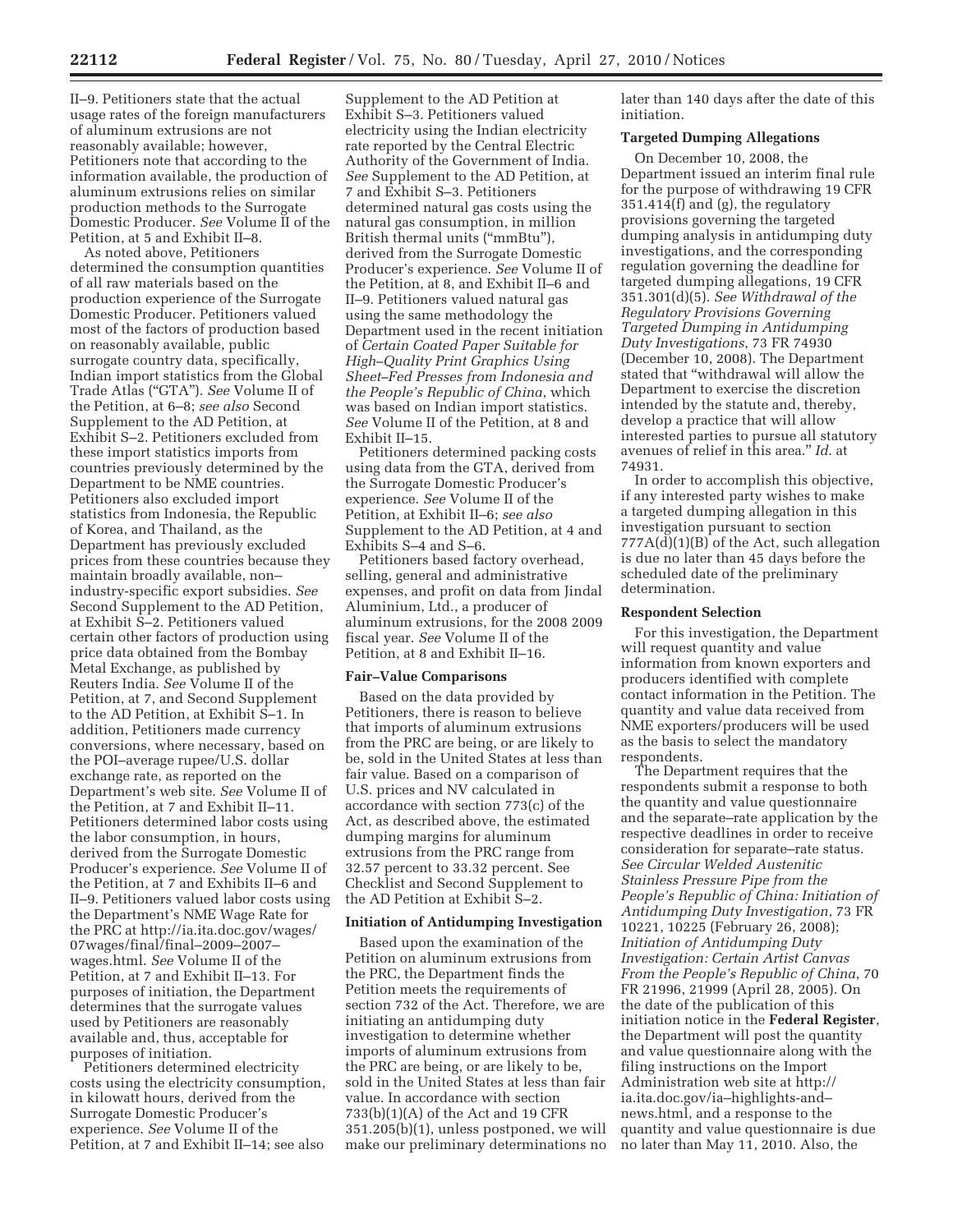II–9. Petitioners state that the actual usage rates of the foreign manufacturers of aluminum extrusions are not reasonably available; however, Petitioners note that according to the information available, the production of aluminum extrusions relies on similar production methods to the Surrogate Domestic Producer. *See* Volume II of the Petition, at 5 and Exhibit II–8.

As noted above, Petitioners determined the consumption quantities of all raw materials based on the production experience of the Surrogate Domestic Producer. Petitioners valued most of the factors of production based on reasonably available, public surrogate country data, specifically, Indian import statistics from the Global Trade Atlas ("GTA"). *See* Volume II of the Petition, at 6–8; *see also* Second Supplement to the AD Petition, at Exhibit S–2. Petitioners excluded from these import statistics imports from countries previously determined by the Department to be NME countries. Petitioners also excluded import statistics from Indonesia, the Republic of Korea, and Thailand, as the Department has previously excluded prices from these countries because they maintain broadly available, non–industry-specific export subsidies. *See* Second Supplement to the AD Petition, at Exhibit S–2. Petitioners valued certain other factors of production using price data obtained from the Bombay Metal Exchange, as published by Reuters India. *See* Volume II of the Petition, at 7, and Second Supplement to the AD Petition, at Exhibit S–1. In addition, Petitioners made currency conversions, where necessary, based on the POI–average rupee/U.S. dollar exchange rate, as reported on the Department's web site. *See* Volume II of the Petition, at 7 and Exhibit II–11. Petitioners determined labor costs using the labor consumption, in hours, derived from the Surrogate Domestic Producer's experience. *See* Volume II of the Petition, at 7 and Exhibits II–6 and II–9. Petitioners valued labor costs using the Department's NME Wage Rate for the PRC at http://ia.ita.doc.gov/wages/07wages/final/final–2009–2007–wages.html. *See* Volume II of the Petition, at 7 and Exhibit II–13. For purposes of initiation, the Department determines that the surrogate values used by Petitioners are reasonably available and, thus, acceptable for purposes of initiation.

Petitioners determined electricity costs using the electricity consumption, in kilowatt hours, derived from the Surrogate Domestic Producer's experience. *See* Volume II of the Petition, at 7 and Exhibit II–14; see also Supplement to the AD Petition at Exhibit S–3. Petitioners valued electricity using the Indian electricity rate reported by the Central Electric Authority of the Government of India. *See* Supplement to the AD Petition, at 7 and Exhibit S–3. Petitioners determined natural gas costs using the natural gas consumption, in million British thermal units ("mmBtu"), derived from the Surrogate Domestic Producer's experience. *See* Volume II of the Petition, at 8, and Exhibit II–6 and II–9. Petitioners valued natural gas using the same methodology the Department used in the recent initiation of *Certain Coated Paper Suitable for High–Quality Print Graphics Using Sheet–Fed Presses from Indonesia and the People's Republic of China*, which was based on Indian import statistics. *See* Volume II of the Petition, at 8 and Exhibit II–15.

Petitioners determined packing costs using data from the GTA, derived from the Surrogate Domestic Producer's experience. *See* Volume II of the Petition, at Exhibit II–6; *see also* Supplement to the AD Petition, at 4 and Exhibits S–4 and S–6.

Petitioners based factory overhead, selling, general and administrative expenses, and profit on data from Jindal Aluminium, Ltd., a producer of aluminum extrusions, for the 2008 2009 fiscal year. *See* Volume II of the Petition, at 8 and Exhibit II–16.

**Fair–Value Comparisons**

Based on the data provided by Petitioners, there is reason to believe that imports of aluminum extrusions from the PRC are being, or are likely to be, sold in the United States at less than fair value. Based on a comparison of U.S. prices and NV calculated in accordance with section 773(c) of the Act, as described above, the estimated dumping margins for aluminum extrusions from the PRC range from 32.57 percent to 33.32 percent. See Checklist and Second Supplement to the AD Petition at Exhibit S–2.

**Initiation of Antidumping Investigation**

Based upon the examination of the Petition on aluminum extrusions from the PRC, the Department finds the Petition meets the requirements of section 732 of the Act. Therefore, we are initiating an antidumping duty investigation to determine whether imports of aluminum extrusions from the PRC are being, or are likely to be, sold in the United States at less than fair value. In accordance with section 733(b)(1)(A) of the Act and 19 CFR 351.205(b)(1), unless postponed, we will make our preliminary determinations no later than 140 days after the date of this initiation.

**Targeted Dumping Allegations**

On December 10, 2008, the Department issued an interim final rule for the purpose of withdrawing 19 CFR 351.414(f) and (g), the regulatory provisions governing the targeted dumping analysis in antidumping duty investigations, and the corresponding regulation governing the deadline for targeted dumping allegations, 19 CFR 351.301(d)(5). *See Withdrawal of the Regulatory Provisions Governing Targeted Dumping in Antidumping Duty Investigations*, 73 FR 74930 (December 10, 2008). The Department stated that "withdrawal will allow the Department to exercise the discretion intended by the statute and, thereby, develop a practice that will allow interested parties to pursue all statutory avenues of relief in this area." *Id.* at 74931.

In order to accomplish this objective, if any interested party wishes to make a targeted dumping allegation in this investigation pursuant to section 777A(d)(1)(B) of the Act, such allegation is due no later than 45 days before the scheduled date of the preliminary determination.

**Respondent Selection**

For this investigation, the Department will request quantity and value information from known exporters and producers identified with complete contact information in the Petition. The quantity and value data received from NME exporters/producers will be used as the basis to select the mandatory respondents.

The Department requires that the respondents submit a response to both the quantity and value questionnaire and the separate–rate application by the respective deadlines in order to receive consideration for separate–rate status. *See Circular Welded Austenitic Stainless Pressure Pipe from the People's Republic of China: Initiation of Antidumping Duty Investigation*, 73 FR 10221, 10225 (February 26, 2008); *Initiation of Antidumping Duty Investigation: Certain Artist Canvas From the People's Republic of China*, 70 FR 21996, 21999 (April 28, 2005). On the date of the publication of this initiation notice in the **Federal Register**, the Department will post the quantity and value questionnaire along with the filing instructions on the Import Administration web site at http://ia.ita.doc.gov/ia–highlights-and–news.html, and a response to the quantity and value questionnaire is due no later than May 11, 2010. Also, the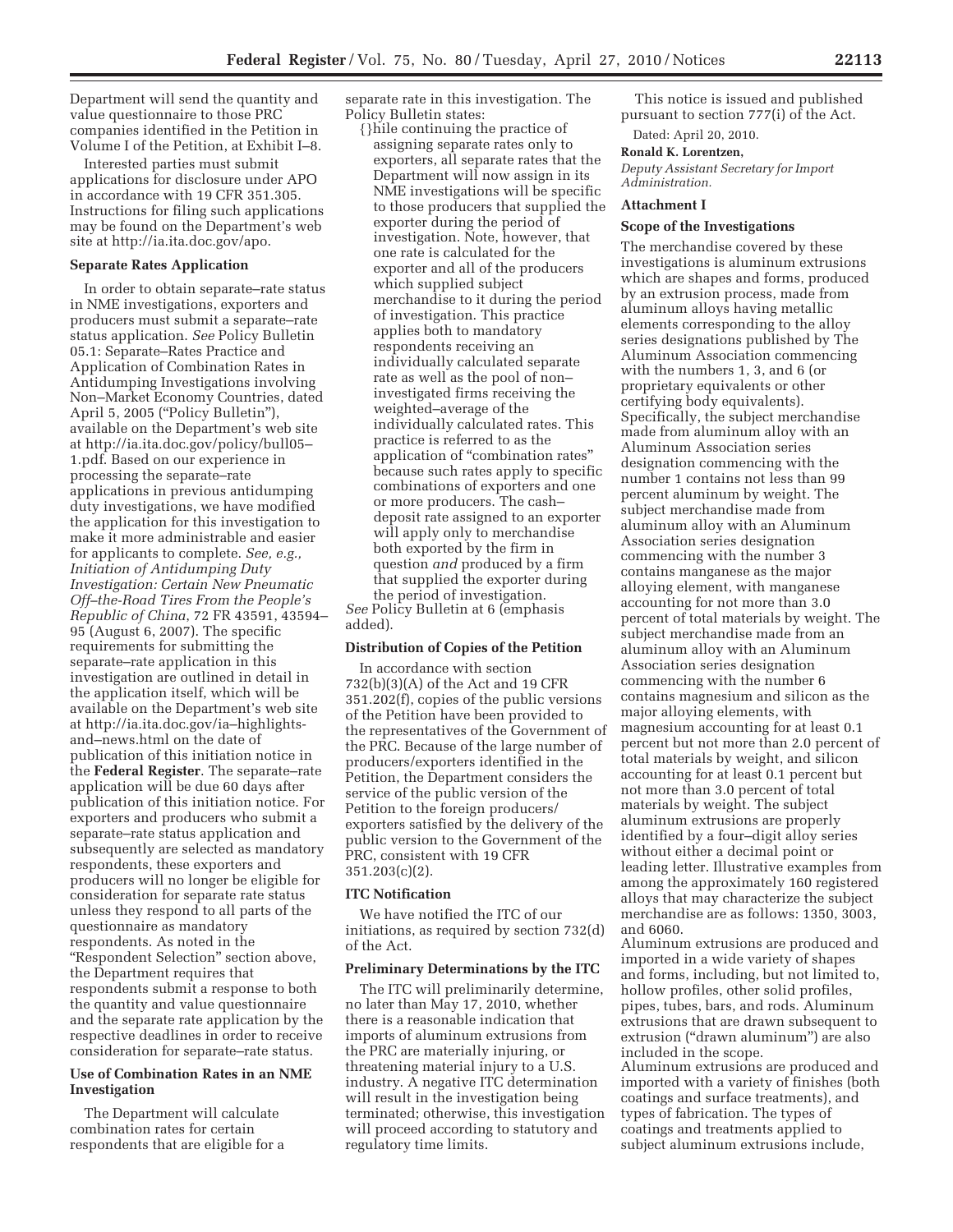Department will send the quantity and value questionnaire to those PRC companies identified in the Petition in Volume I of the Petition, at Exhibit I–8.

Interested parties must submit applications for disclosure under APO in accordance with 19 CFR 351.305. Instructions for filing such applications may be found on the Department's web site at http://ia.ita.doc.gov/apo.

### Separate Rates Application

In order to obtain separate–rate status in NME investigations, exporters and producers must submit a separate–rate status application. *See* Policy Bulletin 05.1: Separate–Rates Practice and Application of Combination Rates in Antidumping Investigations involving Non–Market Economy Countries, dated April 5, 2005 ("Policy Bulletin"), available on the Department's web site at http://ia.ita.doc.gov/policy/bull05–1.pdf. Based on our experience in processing the separate–rate applications in previous antidumping duty investigations, we have modified the application for this investigation to make it more administrable and easier for applicants to complete. *See, e.g., Initiation of Antidumping Duty Investigation: Certain New Pneumatic Off–the-Road Tires From the People's Republic of China*, 72 FR 43591, 43594–95 (August 6, 2007). The specific requirements for submitting the separate–rate application in this investigation are outlined in detail in the application itself, which will be available on the Department's web site at http://ia.ita.doc.gov/ia–highlights-and–news.html on the date of publication of this initiation notice in the **Federal Register**. The separate–rate application will be due 60 days after publication of this initiation notice. For exporters and producers who submit a separate–rate status application and subsequently are selected as mandatory respondents, these exporters and producers will no longer be eligible for consideration for separate rate status unless they respond to all parts of the questionnaire as mandatory respondents. As noted in the "Respondent Selection" section above, the Department requires that respondents submit a response to both the quantity and value questionnaire and the separate rate application by the respective deadlines in order to receive consideration for separate–rate status.

### Use of Combination Rates in an NME Investigation

The Department will calculate combination rates for certain respondents that are eligible for a separate rate in this investigation. The Policy Bulletin states:

> {}hile continuing the practice of assigning separate rates only to exporters, all separate rates that the Department will now assign in its NME investigations will be specific to those producers that supplied the exporter during the period of investigation. Note, however, that one rate is calculated for the exporter and all of the producers which supplied subject merchandise to it during the period of investigation. This practice applies both to mandatory respondents receiving an individually calculated separate rate as well as the pool of non–investigated firms receiving the weighted–average of the individually calculated rates. This practice is referred to as the application of "combination rates" because such rates apply to specific combinations of exporters and one or more producers. The cash–deposit rate assigned to an exporter will apply only to merchandise both exported by the firm in question *and* produced by a firm that supplied the exporter during the period of investigation.

*See* Policy Bulletin at 6 (emphasis added).

### Distribution of Copies of the Petition

In accordance with section 732(b)(3)(A) of the Act and 19 CFR 351.202(f), copies of the public versions of the Petition have been provided to the representatives of the Government of the PRC. Because of the large number of producers/exporters identified in the Petition, the Department considers the service of the public version of the Petition to the foreign producers/exporters satisfied by the delivery of the public version to the Government of the PRC, consistent with 19 CFR 351.203(c)(2).

### ITC Notification

We have notified the ITC of our initiations, as required by section 732(d) of the Act.

### Preliminary Determinations by the ITC

The ITC will preliminarily determine, no later than May 17, 2010, whether there is a reasonable indication that imports of aluminum extrusions from the PRC are materially injuring, or threatening material injury to a U.S. industry. A negative ITC determination will result in the investigation being terminated; otherwise, this investigation will proceed according to statutory and regulatory time limits.

This notice is issued and published pursuant to section 777(i) of the Act.

Dated: April 20, 2010.

**Ronald K. Lorentzen,**

*Deputy Assistant Secretary for Import Administration.*

### Attachment I

### Scope of the Investigations

The merchandise covered by these investigations is aluminum extrusions which are shapes and forms, produced by an extrusion process, made from aluminum alloys having metallic elements corresponding to the alloy series designations published by The Aluminum Association commencing with the numbers 1, 3, and 6 (or proprietary equivalents or other certifying body equivalents). Specifically, the subject merchandise made from aluminum alloy with an Aluminum Association series designation commencing with the number 1 contains not less than 99 percent aluminum by weight. The subject merchandise made from aluminum alloy with an Aluminum Association series designation commencing with the number 3 contains manganese as the major alloying element, with manganese accounting for not more than 3.0 percent of total materials by weight. The subject merchandise made from an aluminum alloy with an Aluminum Association series designation commencing with the number 6 contains magnesium and silicon as the major alloying elements, with magnesium accounting for at least 0.1 percent but not more than 2.0 percent of total materials by weight, and silicon accounting for at least 0.1 percent but not more than 3.0 percent of total materials by weight. The subject aluminum extrusions are properly identified by a four–digit alloy series without either a decimal point or leading letter. Illustrative examples from among the approximately 160 registered alloys that may characterize the subject merchandise are as follows: 1350, 3003, and 6060.

Aluminum extrusions are produced and imported in a wide variety of shapes and forms, including, but not limited to, hollow profiles, other solid profiles, pipes, tubes, bars, and rods. Aluminum extrusions that are drawn subsequent to extrusion ("drawn aluminum") are also included in the scope.

Aluminum extrusions are produced and imported with a variety of finishes (both coatings and surface treatments), and types of fabrication. The types of coatings and treatments applied to subject aluminum extrusions include,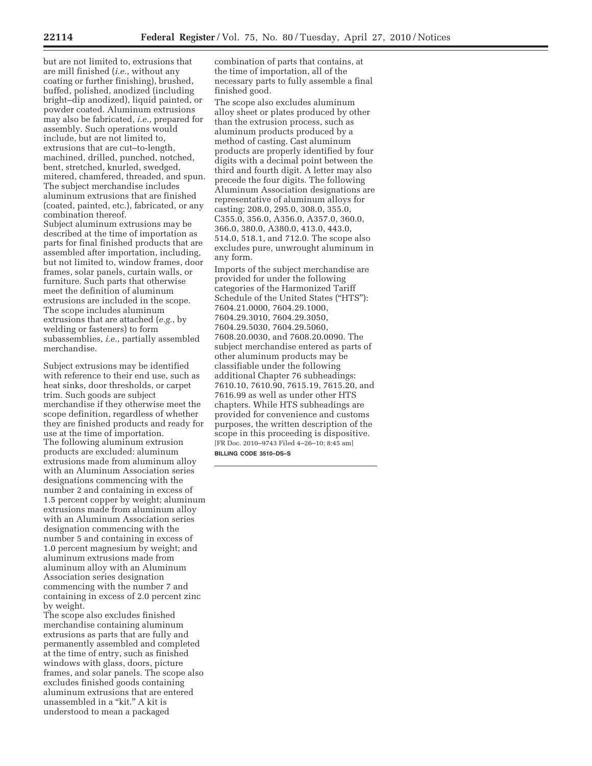but are not limited to, extrusions that are mill finished (*i.e.*, without any coating or further finishing), brushed, buffed, polished, anodized (including bright–dip anodized), liquid painted, or powder coated. Aluminum extrusions may also be fabricated, *i.e.*, prepared for assembly. Such operations would include, but are not limited to, extrusions that are cut–to-length, machined, drilled, punched, notched, bent, stretched, knurled, swedged, mitered, chamfered, threaded, and spun. The subject merchandise includes aluminum extrusions that are finished (coated, painted, etc.), fabricated, or any combination thereof.

Subject aluminum extrusions may be described at the time of importation as parts for final finished products that are assembled after importation, including, but not limited to, window frames, door frames, solar panels, curtain walls, or furniture. Such parts that otherwise meet the definition of aluminum extrusions are included in the scope. The scope includes aluminum extrusions that are attached (*e.g.*, by welding or fasteners) to form subassemblies, *i.e.*, partially assembled merchandise.

Subject extrusions may be identified with reference to their end use, such as heat sinks, door thresholds, or carpet trim. Such goods are subject merchandise if they otherwise meet the scope definition, regardless of whether they are finished products and ready for use at the time of importation.

The following aluminum extrusion products are excluded: aluminum extrusions made from aluminum alloy with an Aluminum Association series designations commencing with the number 2 and containing in excess of 1.5 percent copper by weight; aluminum extrusions made from aluminum alloy with an Aluminum Association series designation commencing with the number 5 and containing in excess of 1.0 percent magnesium by weight; and aluminum extrusions made from aluminum alloy with an Aluminum Association series designation commencing with the number 7 and containing in excess of 2.0 percent zinc by weight.

The scope also excludes finished merchandise containing aluminum extrusions as parts that are fully and permanently assembled and completed at the time of entry, such as finished windows with glass, doors, picture frames, and solar panels. The scope also excludes finished goods containing aluminum extrusions that are entered unassembled in a "kit." A kit is understood to mean a packaged combination of parts that contains, at the time of importation, all of the necessary parts to fully assemble a final finished good.

The scope also excludes aluminum alloy sheet or plates produced by other than the extrusion process, such as aluminum products produced by a method of casting. Cast aluminum products are properly identified by four digits with a decimal point between the third and fourth digit. A letter may also precede the four digits. The following Aluminum Association designations are representative of aluminum alloys for casting: 208.0, 295.0, 308.0, 355.0, C355.0, 356.0, A356.0, A357.0, 360.0, 366.0, 380.0, A380.0, 413.0, 443.0, 514.0, 518.1, and 712.0. The scope also excludes pure, unwrought aluminum in any form.

Imports of the subject merchandise are provided for under the following categories of the Harmonized Tariff Schedule of the United States ("HTS"): 7604.21.0000, 7604.29.1000, 7604.29.3010, 7604.29.3050, 7604.29.5030, 7604.29.5060, 7608.20.0030, and 7608.20.0090. The subject merchandise entered as parts of other aluminum products may be classifiable under the following additional Chapter 76 subheadings: 7610.10, 7610.90, 7615.19, 7615.20, and 7616.99 as well as under other HTS chapters. While HTS subheadings are provided for convenience and customs purposes, the written description of the scope in this proceeding is dispositive.

[FR Doc. 2010–9743 Filed 4–26–10; 8:45 am]

**BILLING CODE 3510–DS–S**